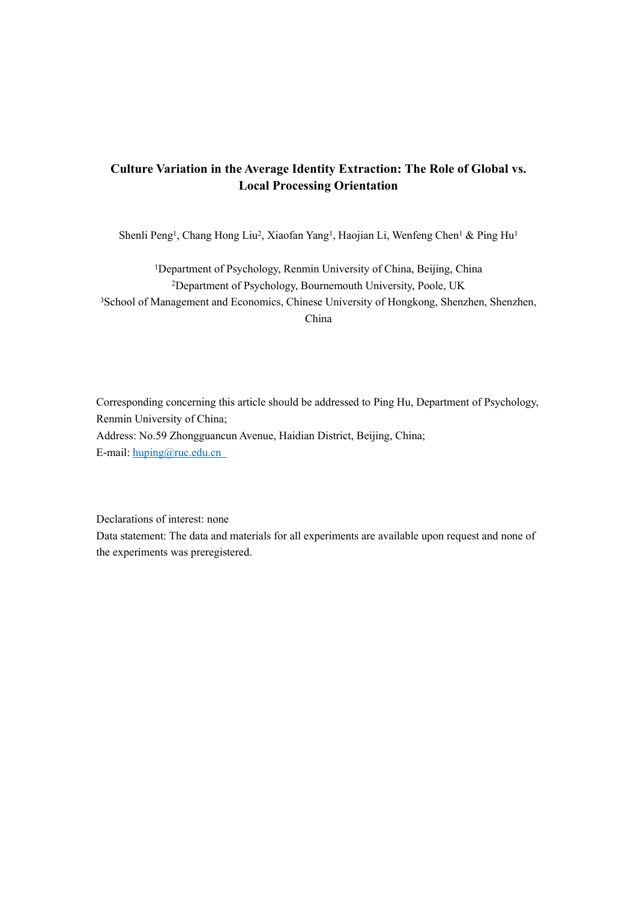# Culture Variation in the Average Identity Extraction: The Role of Global vs. Local Processing Orientation

Shenli Peng[1], Chang Hong Liu[2], Xiaofan Yang[1], Haojian Li, Wenfeng Chen[1] & Ping Hu[1]

[1]Department of Psychology, Renmin University of China, Beijing, China
[2]Department of Psychology, Bournemouth University, Poole, UK
[3]School of Management and Economics, Chinese University of Hongkong, Shenzhen, Shenzhen, China

Corresponding concerning this article should be addressed to Ping Hu, Department of Psychology, Renmin University of China;
Address: No.59 Zhongguancun Avenue, Haidian District, Beijing, China;
E-mail: huping@ruc.edu.cn

Declarations of interest: none
Data statement: The data and materials for all experiments are available upon request and none of the experiments was preregistered.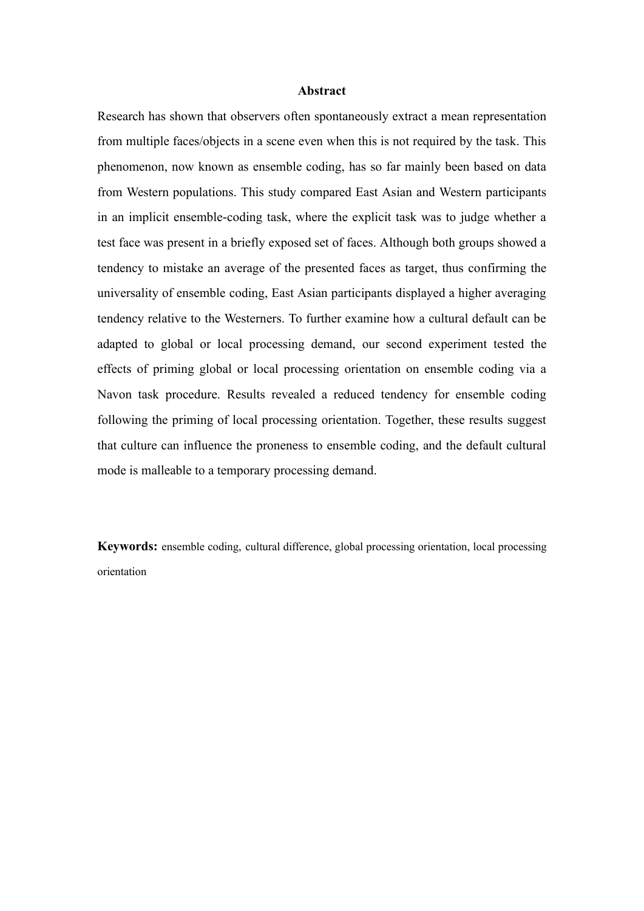## Abstract

Research has shown that observers often spontaneously extract a mean representation from multiple faces/objects in a scene even when this is not required by the task. This phenomenon, now known as ensemble coding, has so far mainly been based on data from Western populations. This study compared East Asian and Western participants in an implicit ensemble-coding task, where the explicit task was to judge whether a test face was present in a briefly exposed set of faces. Although both groups showed a tendency to mistake an average of the presented faces as target, thus confirming the universality of ensemble coding, East Asian participants displayed a higher averaging tendency relative to the Westerners. To further examine how a cultural default can be adapted to global or local processing demand, our second experiment tested the effects of priming global or local processing orientation on ensemble coding via a Navon task procedure. Results revealed a reduced tendency for ensemble coding following the priming of local processing orientation. Together, these results suggest that culture can influence the proneness to ensemble coding, and the default cultural mode is malleable to a temporary processing demand.

**Keywords:** ensemble coding, cultural difference, global processing orientation, local processing orientation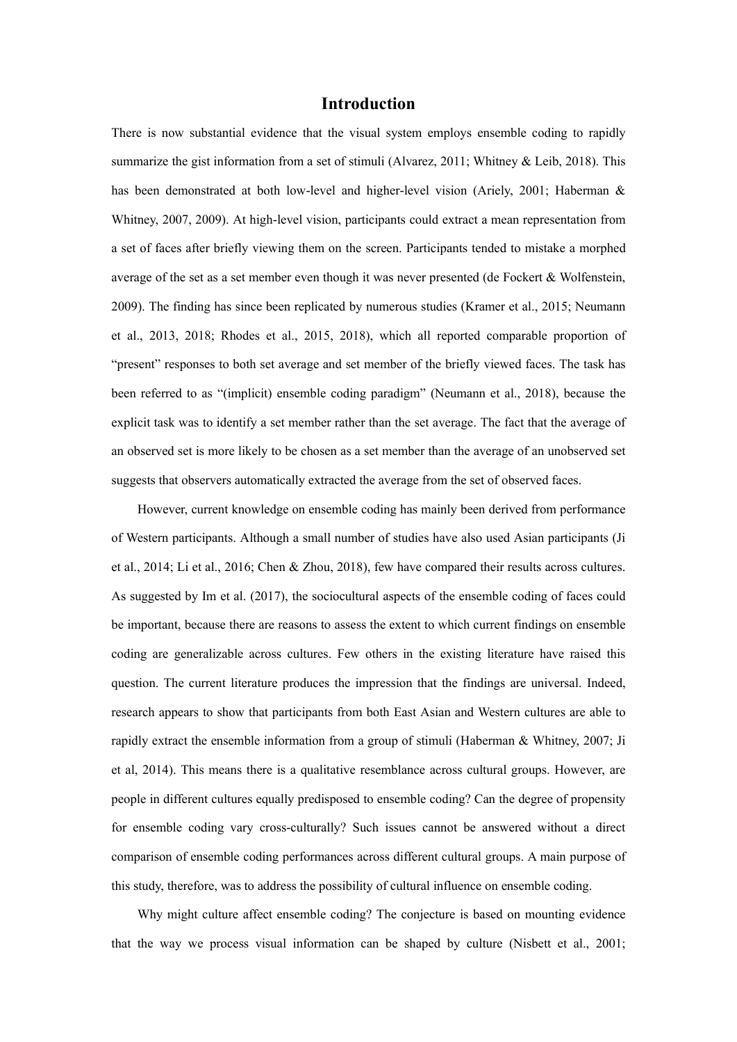## Introduction

There is now substantial evidence that the visual system employs ensemble coding to rapidly summarize the gist information from a set of stimuli (Alvarez, 2011; Whitney & Leib, 2018). This has been demonstrated at both low-level and higher-level vision (Ariely, 2001; Haberman & Whitney, 2007, 2009). At high-level vision, participants could extract a mean representation from a set of faces after briefly viewing them on the screen. Participants tended to mistake a morphed average of the set as a set member even though it was never presented (de Fockert & Wolfenstein, 2009). The finding has since been replicated by numerous studies (Kramer et al., 2015; Neumann et al., 2013, 2018; Rhodes et al., 2015, 2018), which all reported comparable proportion of "present" responses to both set average and set member of the briefly viewed faces. The task has been referred to as "(implicit) ensemble coding paradigm" (Neumann et al., 2018), because the explicit task was to identify a set member rather than the set average. The fact that the average of an observed set is more likely to be chosen as a set member than the average of an unobserved set suggests that observers automatically extracted the average from the set of observed faces.

However, current knowledge on ensemble coding has mainly been derived from performance of Western participants. Although a small number of studies have also used Asian participants (Ji et al., 2014; Li et al., 2016; Chen & Zhou, 2018), few have compared their results across cultures. As suggested by Im et al. (2017), the sociocultural aspects of the ensemble coding of faces could be important, because there are reasons to assess the extent to which current findings on ensemble coding are generalizable across cultures. Few others in the existing literature have raised this question. The current literature produces the impression that the findings are universal. Indeed, research appears to show that participants from both East Asian and Western cultures are able to rapidly extract the ensemble information from a group of stimuli (Haberman & Whitney, 2007; Ji et al, 2014). This means there is a qualitative resemblance across cultural groups. However, are people in different cultures equally predisposed to ensemble coding? Can the degree of propensity for ensemble coding vary cross-culturally? Such issues cannot be answered without a direct comparison of ensemble coding performances across different cultural groups. A main purpose of this study, therefore, was to address the possibility of cultural influence on ensemble coding.

Why might culture affect ensemble coding? The conjecture is based on mounting evidence that the way we process visual information can be shaped by culture (Nisbett et al., 2001;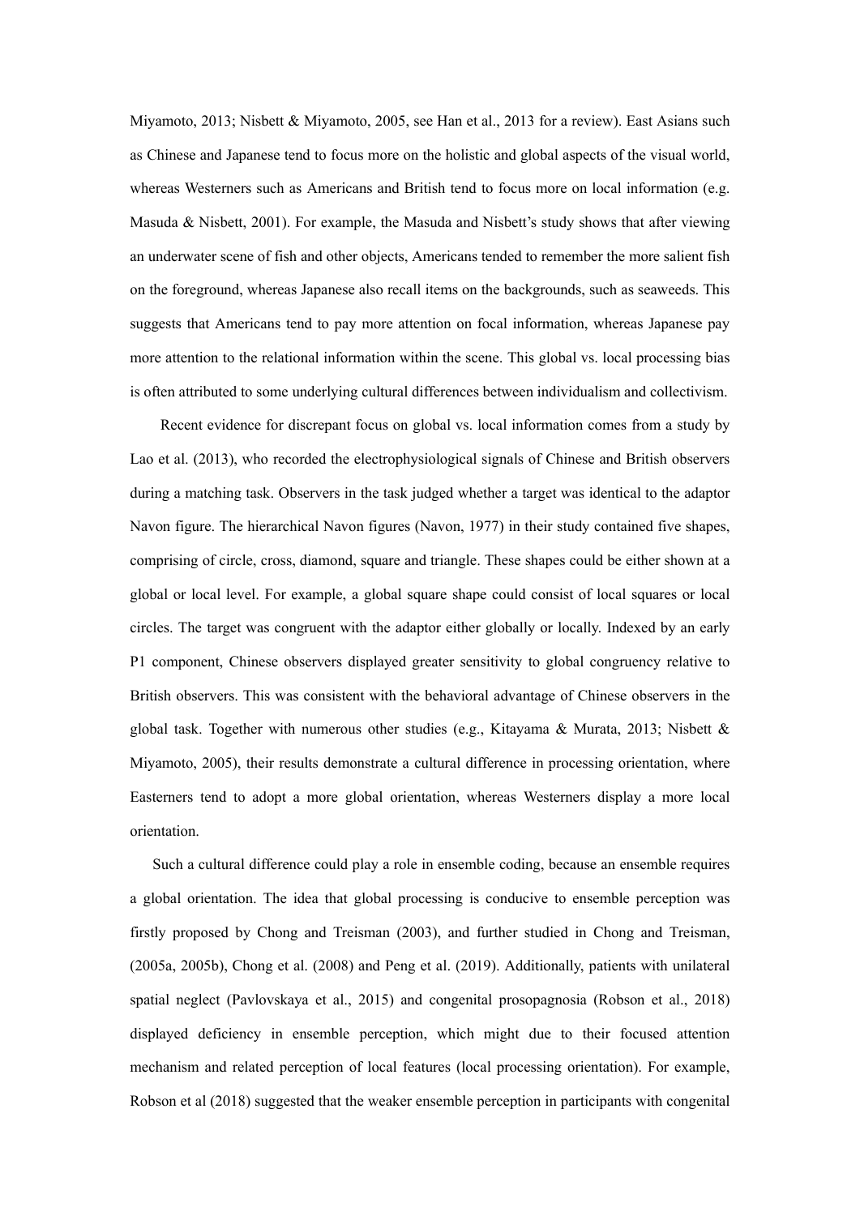Miyamoto, 2013; Nisbett & Miyamoto, 2005, see Han et al., 2013 for a review). East Asians such as Chinese and Japanese tend to focus more on the holistic and global aspects of the visual world, whereas Westerners such as Americans and British tend to focus more on local information (e.g. Masuda & Nisbett, 2001). For example, the Masuda and Nisbett's study shows that after viewing an underwater scene of fish and other objects, Americans tended to remember the more salient fish on the foreground, whereas Japanese also recall items on the backgrounds, such as seaweeds. This suggests that Americans tend to pay more attention on focal information, whereas Japanese pay more attention to the relational information within the scene. This global vs. local processing bias is often attributed to some underlying cultural differences between individualism and collectivism.

Recent evidence for discrepant focus on global vs. local information comes from a study by Lao et al. (2013), who recorded the electrophysiological signals of Chinese and British observers during a matching task. Observers in the task judged whether a target was identical to the adaptor Navon figure. The hierarchical Navon figures (Navon, 1977) in their study contained five shapes, comprising of circle, cross, diamond, square and triangle. These shapes could be either shown at a global or local level. For example, a global square shape could consist of local squares or local circles. The target was congruent with the adaptor either globally or locally. Indexed by an early P1 component, Chinese observers displayed greater sensitivity to global congruency relative to British observers. This was consistent with the behavioral advantage of Chinese observers in the global task. Together with numerous other studies (e.g., Kitayama & Murata, 2013; Nisbett & Miyamoto, 2005), their results demonstrate a cultural difference in processing orientation, where Easterners tend to adopt a more global orientation, whereas Westerners display a more local orientation.

Such a cultural difference could play a role in ensemble coding, because an ensemble requires a global orientation. The idea that global processing is conducive to ensemble perception was firstly proposed by Chong and Treisman (2003), and further studied in Chong and Treisman, (2005a, 2005b), Chong et al. (2008) and Peng et al. (2019). Additionally, patients with unilateral spatial neglect (Pavlovskaya et al., 2015) and congenital prosopagnosia (Robson et al., 2018) displayed deficiency in ensemble perception, which might due to their focused attention mechanism and related perception of local features (local processing orientation). For example, Robson et al (2018) suggested that the weaker ensemble perception in participants with congenital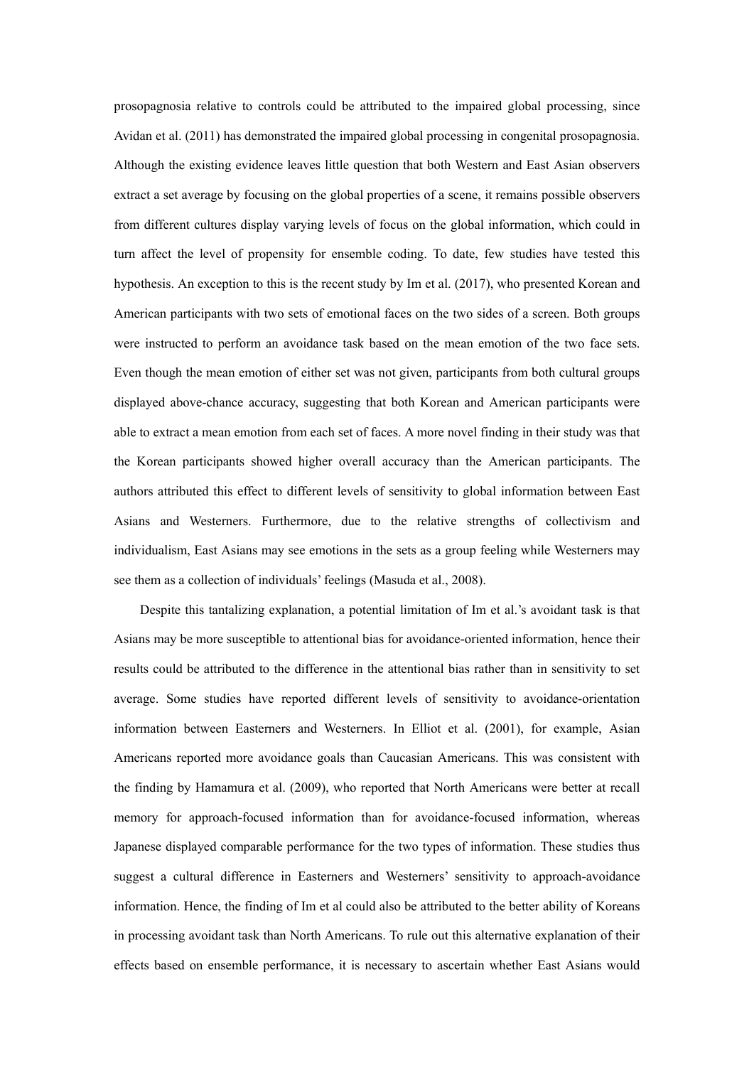prosopagnosia relative to controls could be attributed to the impaired global processing, since Avidan et al. (2011) has demonstrated the impaired global processing in congenital prosopagnosia. Although the existing evidence leaves little question that both Western and East Asian observers extract a set average by focusing on the global properties of a scene, it remains possible observers from different cultures display varying levels of focus on the global information, which could in turn affect the level of propensity for ensemble coding. To date, few studies have tested this hypothesis. An exception to this is the recent study by Im et al. (2017), who presented Korean and American participants with two sets of emotional faces on the two sides of a screen. Both groups were instructed to perform an avoidance task based on the mean emotion of the two face sets. Even though the mean emotion of either set was not given, participants from both cultural groups displayed above-chance accuracy, suggesting that both Korean and American participants were able to extract a mean emotion from each set of faces. A more novel finding in their study was that the Korean participants showed higher overall accuracy than the American participants. The authors attributed this effect to different levels of sensitivity to global information between East Asians and Westerners. Furthermore, due to the relative strengths of collectivism and individualism, East Asians may see emotions in the sets as a group feeling while Westerners may see them as a collection of individuals' feelings (Masuda et al., 2008).

Despite this tantalizing explanation, a potential limitation of Im et al.'s avoidant task is that Asians may be more susceptible to attentional bias for avoidance-oriented information, hence their results could be attributed to the difference in the attentional bias rather than in sensitivity to set average. Some studies have reported different levels of sensitivity to avoidance-orientation information between Easterners and Westerners. In Elliot et al. (2001), for example, Asian Americans reported more avoidance goals than Caucasian Americans. This was consistent with the finding by Hamamura et al. (2009), who reported that North Americans were better at recall memory for approach-focused information than for avoidance-focused information, whereas Japanese displayed comparable performance for the two types of information. These studies thus suggest a cultural difference in Easterners and Westerners' sensitivity to approach-avoidance information. Hence, the finding of Im et al could also be attributed to the better ability of Koreans in processing avoidant task than North Americans. To rule out this alternative explanation of their effects based on ensemble performance, it is necessary to ascertain whether East Asians would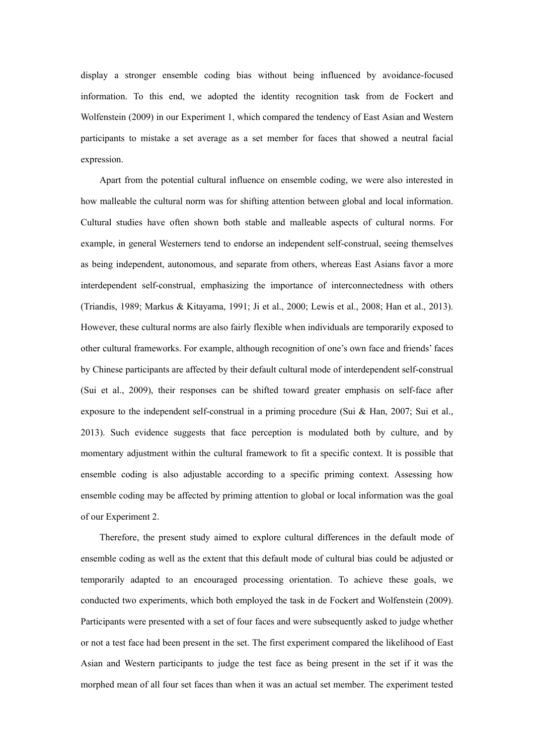display a stronger ensemble coding bias without being influenced by avoidance-focused information. To this end, we adopted the identity recognition task from de Fockert and Wolfenstein (2009) in our Experiment 1, which compared the tendency of East Asian and Western participants to mistake a set average as a set member for faces that showed a neutral facial expression.

Apart from the potential cultural influence on ensemble coding, we were also interested in how malleable the cultural norm was for shifting attention between global and local information. Cultural studies have often shown both stable and malleable aspects of cultural norms. For example, in general Westerners tend to endorse an independent self-construal, seeing themselves as being independent, autonomous, and separate from others, whereas East Asians favor a more interdependent self-construal, emphasizing the importance of interconnectedness with others (Triandis, 1989; Markus & Kitayama, 1991; Ji et al., 2000; Lewis et al., 2008; Han et al., 2013). However, these cultural norms are also fairly flexible when individuals are temporarily exposed to other cultural frameworks. For example, although recognition of one's own face and friends' faces by Chinese participants are affected by their default cultural mode of interdependent self-construal (Sui et al., 2009), their responses can be shifted toward greater emphasis on self-face after exposure to the independent self-construal in a priming procedure (Sui & Han, 2007; Sui et al., 2013). Such evidence suggests that face perception is modulated both by culture, and by momentary adjustment within the cultural framework to fit a specific context. It is possible that ensemble coding is also adjustable according to a specific priming context. Assessing how ensemble coding may be affected by priming attention to global or local information was the goal of our Experiment 2.

Therefore, the present study aimed to explore cultural differences in the default mode of ensemble coding as well as the extent that this default mode of cultural bias could be adjusted or temporarily adapted to an encouraged processing orientation. To achieve these goals, we conducted two experiments, which both employed the task in de Fockert and Wolfenstein (2009). Participants were presented with a set of four faces and were subsequently asked to judge whether or not a test face had been present in the set. The first experiment compared the likelihood of East Asian and Western participants to judge the test face as being present in the set if it was the morphed mean of all four set faces than when it was an actual set member. The experiment tested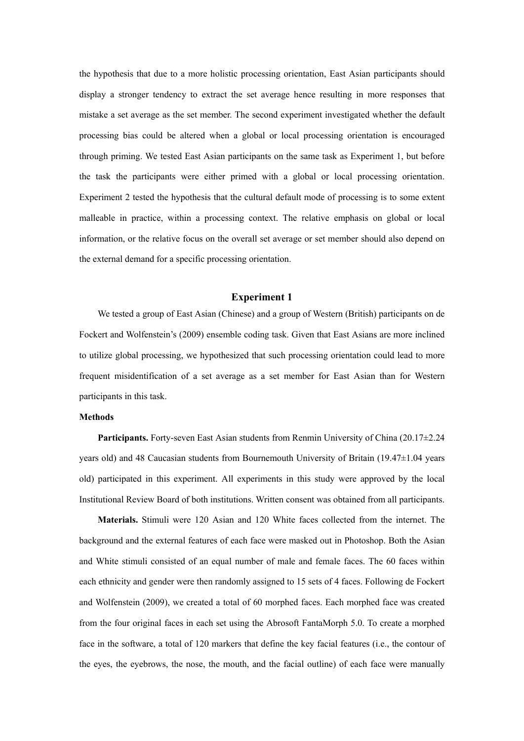the hypothesis that due to a more holistic processing orientation, East Asian participants should display a stronger tendency to extract the set average hence resulting in more responses that mistake a set average as the set member. The second experiment investigated whether the default processing bias could be altered when a global or local processing orientation is encouraged through priming. We tested East Asian participants on the same task as Experiment 1, but before the task the participants were either primed with a global or local processing orientation. Experiment 2 tested the hypothesis that the cultural default mode of processing is to some extent malleable in practice, within a processing context. The relative emphasis on global or local information, or the relative focus on the overall set average or set member should also depend on the external demand for a specific processing orientation.

## Experiment 1

We tested a group of East Asian (Chinese) and a group of Western (British) participants on de Fockert and Wolfenstein's (2009) ensemble coding task. Given that East Asians are more inclined to utilize global processing, we hypothesized that such processing orientation could lead to more frequent misidentification of a set average as a set member for East Asian than for Western participants in this task.

### Methods

**Participants.** Forty-seven East Asian students from Renmin University of China (20.17±2.24 years old) and 48 Caucasian students from Bournemouth University of Britain (19.47±1.04 years old) participated in this experiment. All experiments in this study were approved by the local Institutional Review Board of both institutions. Written consent was obtained from all participants.

**Materials.** Stimuli were 120 Asian and 120 White faces collected from the internet. The background and the external features of each face were masked out in Photoshop. Both the Asian and White stimuli consisted of an equal number of male and female faces. The 60 faces within each ethnicity and gender were then randomly assigned to 15 sets of 4 faces. Following de Fockert and Wolfenstein (2009), we created a total of 60 morphed faces. Each morphed face was created from the four original faces in each set using the Abrosoft FantaMorph 5.0. To create a morphed face in the software, a total of 120 markers that define the key facial features (i.e., the contour of the eyes, the eyebrows, the nose, the mouth, and the facial outline) of each face were manually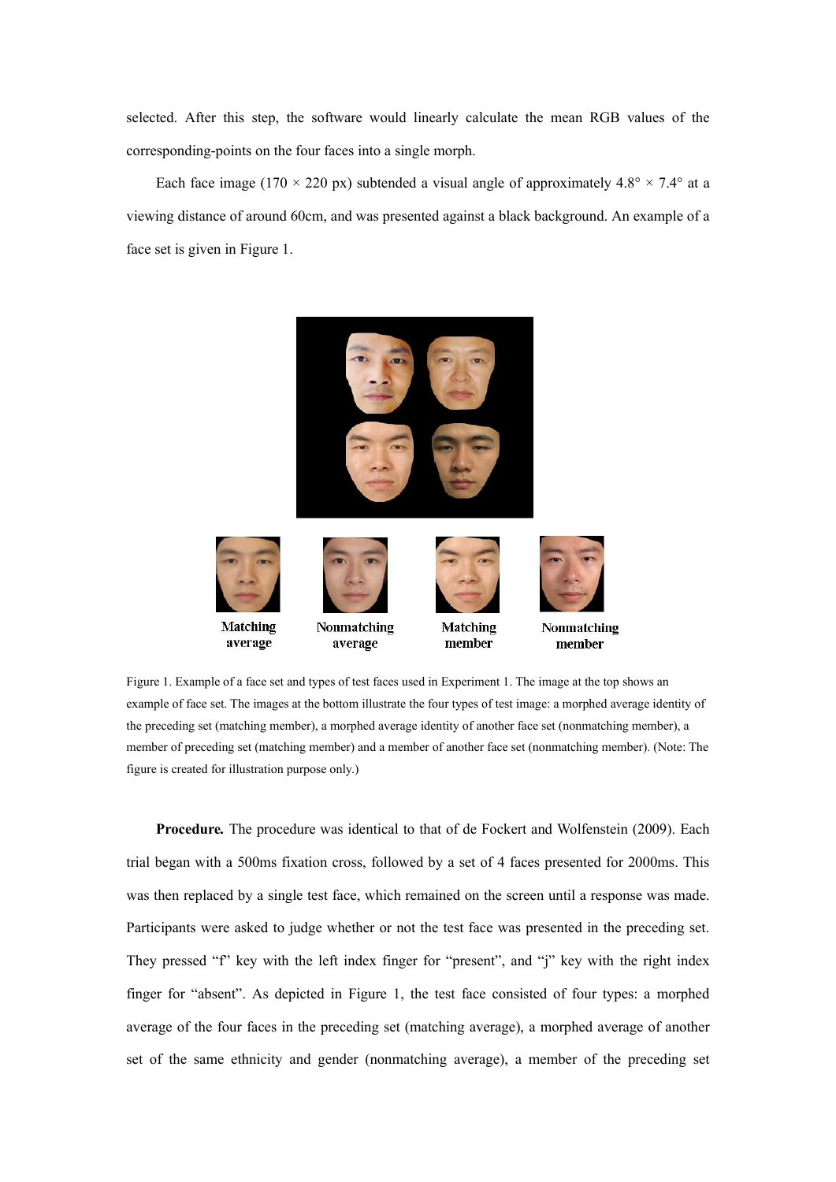selected. After this step, the software would linearly calculate the mean RGB values of the corresponding-points on the four faces into a single morph.

Each face image (170 × 220 px) subtended a visual angle of approximately 4.8° × 7.4° at a viewing distance of around 60cm, and was presented against a black background. An example of a face set is given in Figure 1.

Matching average    Nonmatching average    Matching member    Nonmatching member

Figure 1. Example of a face set and types of test faces used in Experiment 1. The image at the top shows an example of face set. The images at the bottom illustrate the four types of test image: a morphed average identity of the preceding set (matching member), a morphed average identity of another face set (nonmatching member), a member of preceding set (matching member) and a member of another face set (nonmatching member). (Note: The figure is created for illustration purpose only.)

**Procedure.** The procedure was identical to that of de Fockert and Wolfenstein (2009). Each trial began with a 500ms fixation cross, followed by a set of 4 faces presented for 2000ms. This was then replaced by a single test face, which remained on the screen until a response was made. Participants were asked to judge whether or not the test face was presented in the preceding set. They pressed "f" key with the left index finger for "present", and "j" key with the right index finger for "absent". As depicted in Figure 1, the test face consisted of four types: a morphed average of the four faces in the preceding set (matching average), a morphed average of another set of the same ethnicity and gender (nonmatching average), a member of the preceding set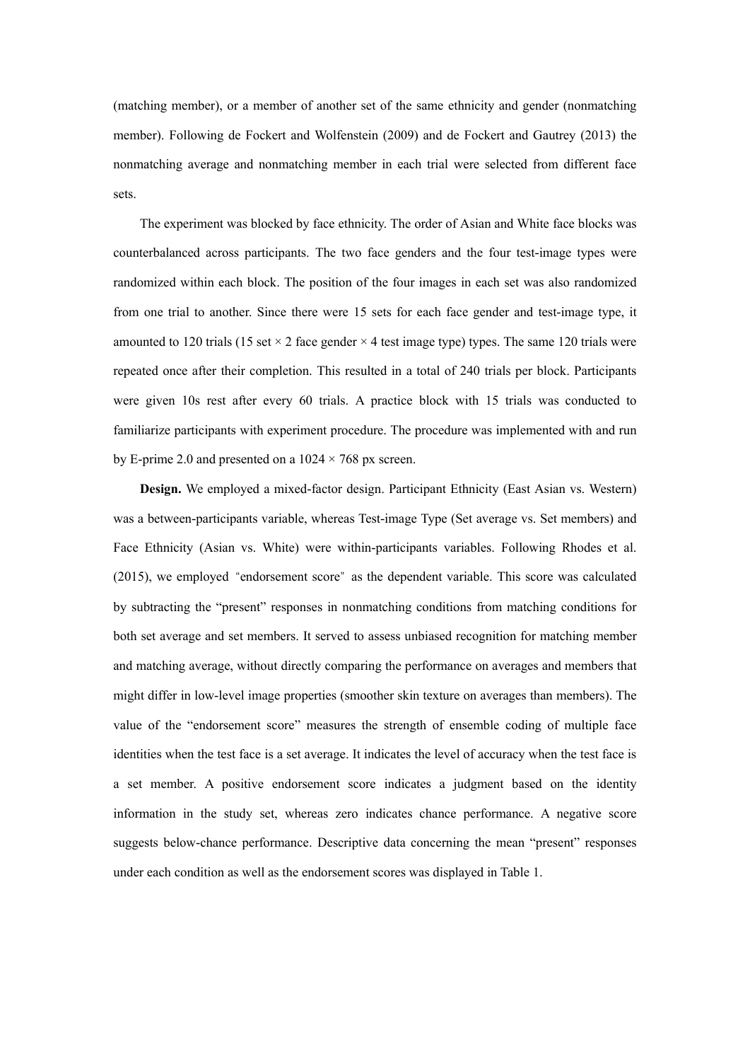(matching member), or a member of another set of the same ethnicity and gender (nonmatching member). Following de Fockert and Wolfenstein (2009) and de Fockert and Gautrey (2013) the nonmatching average and nonmatching member in each trial were selected from different face sets.

The experiment was blocked by face ethnicity. The order of Asian and White face blocks was counterbalanced across participants. The two face genders and the four test-image types were randomized within each block. The position of the four images in each set was also randomized from one trial to another. Since there were 15 sets for each face gender and test-image type, it amounted to 120 trials (15 set × 2 face gender × 4 test image type) types. The same 120 trials were repeated once after their completion. This resulted in a total of 240 trials per block. Participants were given 10s rest after every 60 trials. A practice block with 15 trials was conducted to familiarize participants with experiment procedure. The procedure was implemented with and run by E-prime 2.0 and presented on a 1024 × 768 px screen.

**Design.** We employed a mixed-factor design. Participant Ethnicity (East Asian vs. Western) was a between-participants variable, whereas Test-image Type (Set average vs. Set members) and Face Ethnicity (Asian vs. White) were within-participants variables. Following Rhodes et al. (2015), we employed "endorsement score" as the dependent variable. This score was calculated by subtracting the "present" responses in nonmatching conditions from matching conditions for both set average and set members. It served to assess unbiased recognition for matching member and matching average, without directly comparing the performance on averages and members that might differ in low-level image properties (smoother skin texture on averages than members). The value of the "endorsement score" measures the strength of ensemble coding of multiple face identities when the test face is a set average. It indicates the level of accuracy when the test face is a set member. A positive endorsement score indicates a judgment based on the identity information in the study set, whereas zero indicates chance performance. A negative score suggests below-chance performance. Descriptive data concerning the mean "present" responses under each condition as well as the endorsement scores was displayed in Table 1.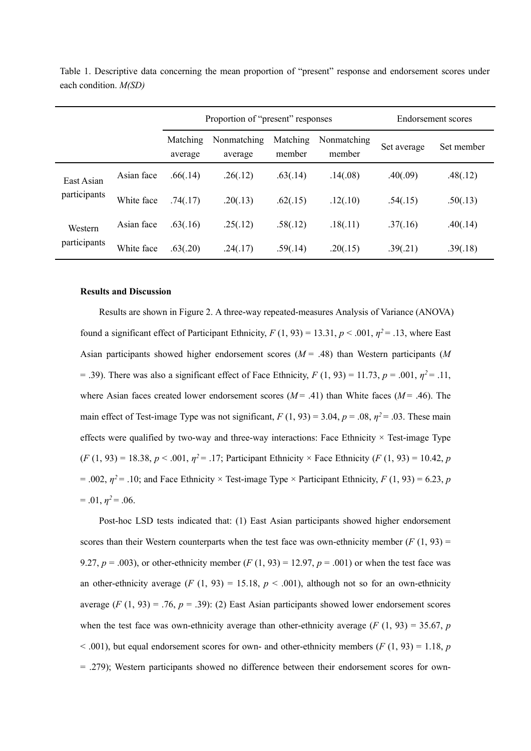Table 1. Descriptive data concerning the mean proportion of "present" response and endorsement scores under each condition. *M(SD)*

| | | Proportion of "present" responses | | | | Endorsement scores | |
|---|---|---|---|---|---|---|---|
| | | Matching average | Nonmatching average | Matching member | Nonmatching member | Set average | Set member |
| East Asian participants | Asian face | .66(.14) | .26(.12) | .63(.14) | .14(.08) | .40(.09) | .48(.12) |
| | White face | .74(.17) | .20(.13) | .62(.15) | .12(.10) | .54(.15) | .50(.13) |
| Western participants | Asian face | .63(.16) | .25(.12) | .58(.12) | .18(.11) | .37(.16) | .40(.14) |
| | White face | .63(.20) | .24(.17) | .59(.14) | .20(.15) | .39(.21) | .39(.18) |

**Results and Discussion**

Results are shown in Figure 2. A three-way repeated-measures Analysis of Variance (ANOVA) found a significant effect of Participant Ethnicity, $F(1, 93) = 13.31$, $p < .001$, $\eta^2 = .13$, where East Asian participants showed higher endorsement scores ($M = .48$) than Western participants ($M = .39$). There was also a significant effect of Face Ethnicity, $F(1, 93) = 11.73$, $p = .001$, $\eta^2 = .11$, where Asian faces created lower endorsement scores ($M = .41$) than White faces ($M = .46$). The main effect of Test-image Type was not significant, $F(1, 93) = 3.04$, $p = .08$, $\eta^2 = .03$. These main effects were qualified by two-way and three-way interactions: Face Ethnicity × Test-image Type ($F(1, 93) = 18.38$, $p < .001$, $\eta^2 = .17$; Participant Ethnicity × Face Ethnicity ($F(1, 93) = 10.42$, $p = .002$, $\eta^2 = .10$; and Face Ethnicity × Test-image Type × Participant Ethnicity, $F(1, 93) = 6.23$, $p = .01$, $\eta^2 = .06$.

Post-hoc LSD tests indicated that: (1) East Asian participants showed higher endorsement scores than their Western counterparts when the test face was own-ethnicity member ($F(1, 93) = 9.27$, $p = .003$), or other-ethnicity member ($F(1, 93) = 12.97$, $p = .001$) or when the test face was an other-ethnicity average ($F(1, 93) = 15.18$, $p < .001$), although not so for an own-ethnicity average ($F(1, 93) = .76$, $p = .39$): (2) East Asian participants showed lower endorsement scores when the test face was own-ethnicity average than other-ethnicity average ($F(1, 93) = 35.67$, $p < .001$), but equal endorsement scores for own- and other-ethnicity members ($F(1, 93) = 1.18$, $p = .279$); Western participants showed no difference between their endorsement scores for own-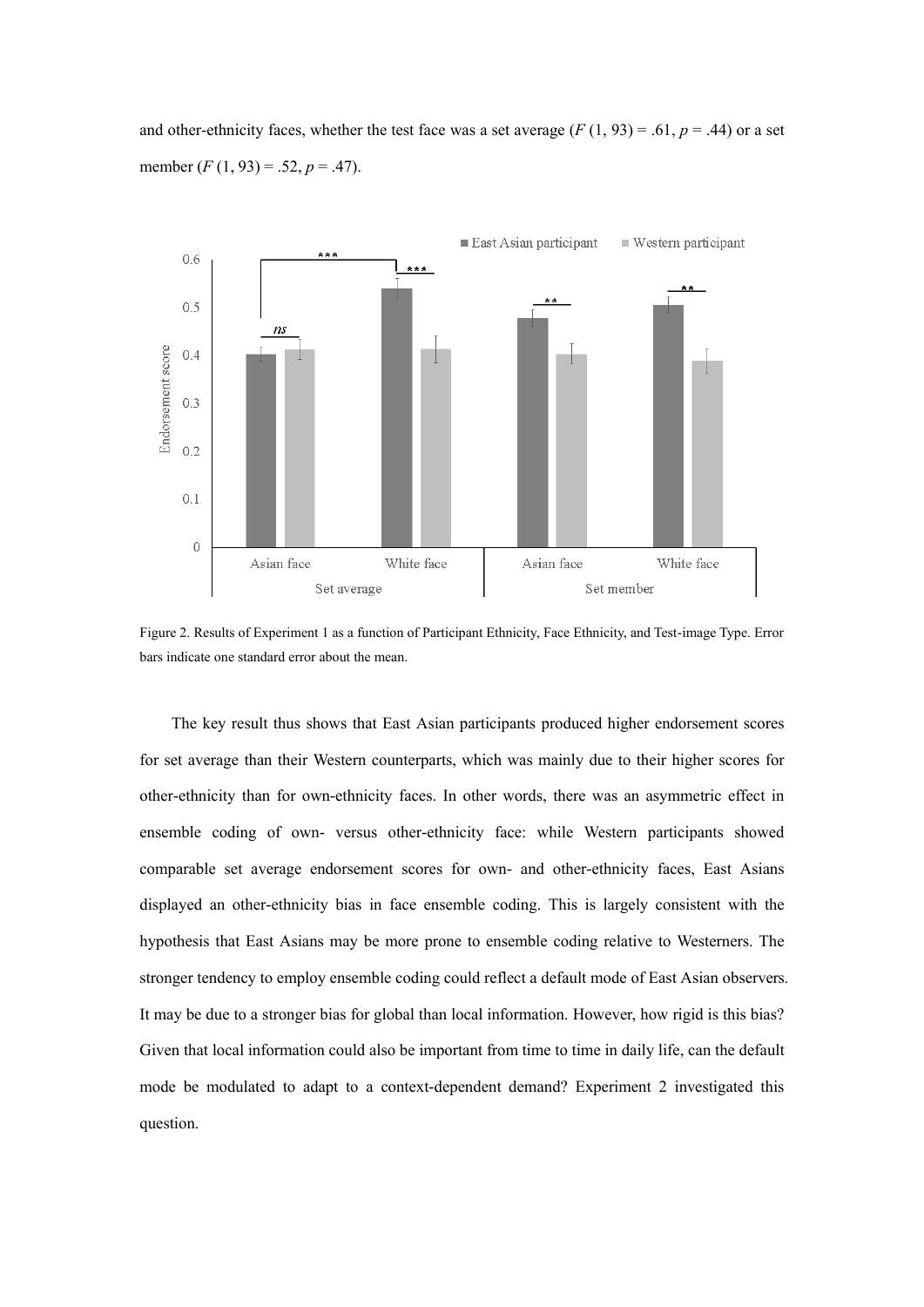and other-ethnicity faces, whether the test face was a set average ($F(1, 93) = .61$, $p = .44$) or a set member ($F(1, 93) = .52$, $p = .47$).

Figure 2. Results of Experiment 1 as a function of Participant Ethnicity, Face Ethnicity, and Test-image Type. Error bars indicate one standard error about the mean.

The key result thus shows that East Asian participants produced higher endorsement scores for set average than their Western counterparts, which was mainly due to their higher scores for other-ethnicity than for own-ethnicity faces. In other words, there was an asymmetric effect in ensemble coding of own- versus other-ethnicity face: while Western participants showed comparable set average endorsement scores for own- and other-ethnicity faces, East Asians displayed an other-ethnicity bias in face ensemble coding. This is largely consistent with the hypothesis that East Asians may be more prone to ensemble coding relative to Westerners. The stronger tendency to employ ensemble coding could reflect a default mode of East Asian observers. It may be due to a stronger bias for global than local information. However, how rigid is this bias? Given that local information could also be important from time to time in daily life, can the default mode be modulated to adapt to a context-dependent demand? Experiment 2 investigated this question.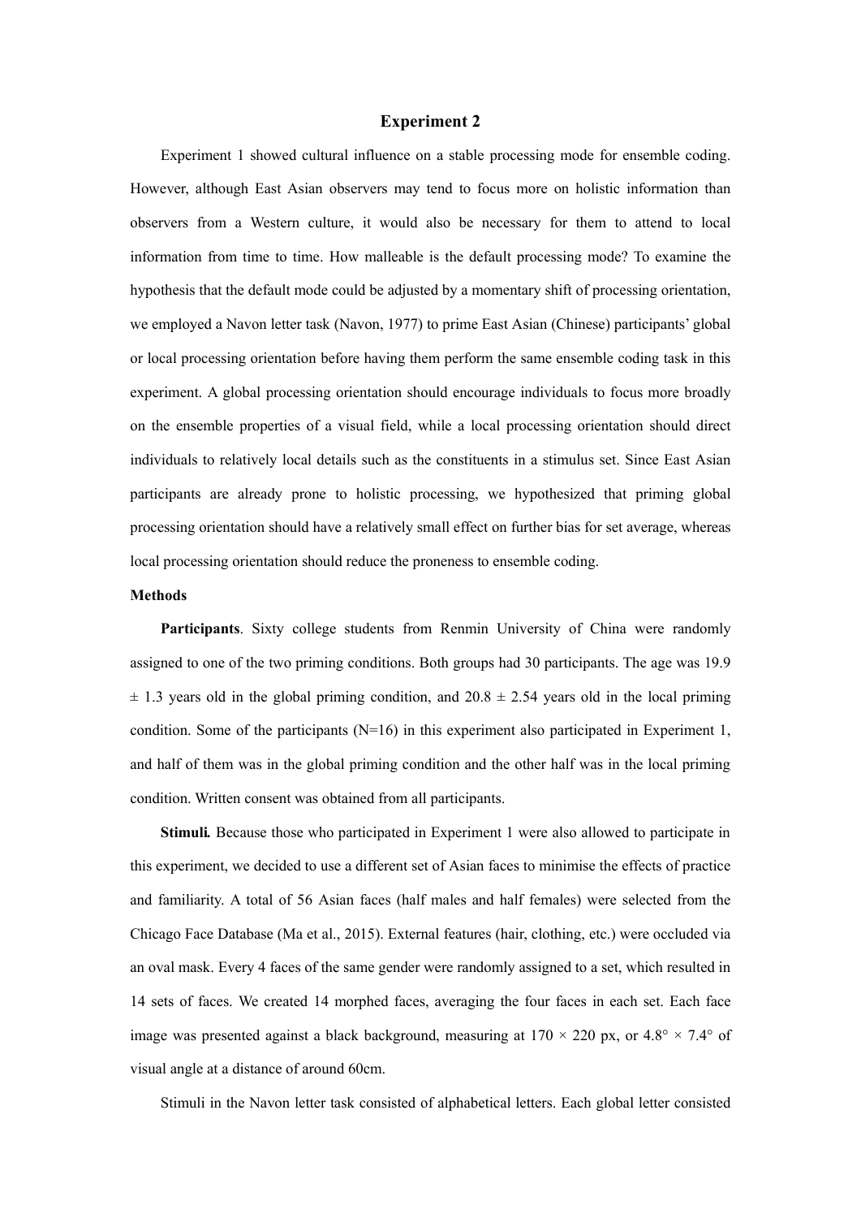## Experiment 2

Experiment 1 showed cultural influence on a stable processing mode for ensemble coding. However, although East Asian observers may tend to focus more on holistic information than observers from a Western culture, it would also be necessary for them to attend to local information from time to time. How malleable is the default processing mode? To examine the hypothesis that the default mode could be adjusted by a momentary shift of processing orientation, we employed a Navon letter task (Navon, 1977) to prime East Asian (Chinese) participants' global or local processing orientation before having them perform the same ensemble coding task in this experiment. A global processing orientation should encourage individuals to focus more broadly on the ensemble properties of a visual field, while a local processing orientation should direct individuals to relatively local details such as the constituents in a stimulus set. Since East Asian participants are already prone to holistic processing, we hypothesized that priming global processing orientation should have a relatively small effect on further bias for set average, whereas local processing orientation should reduce the proneness to ensemble coding.

### Methods

**Participants**. Sixty college students from Renmin University of China were randomly assigned to one of the two priming conditions. Both groups had 30 participants. The age was 19.9 $\pm$ 1.3 years old in the global priming condition, and 20.8 $\pm$ 2.54 years old in the local priming condition. Some of the participants (N=16) in this experiment also participated in Experiment 1, and half of them was in the global priming condition and the other half was in the local priming condition. Written consent was obtained from all participants.

**Stimuli.** Because those who participated in Experiment 1 were also allowed to participate in this experiment, we decided to use a different set of Asian faces to minimise the effects of practice and familiarity. A total of 56 Asian faces (half males and half females) were selected from the Chicago Face Database (Ma et al., 2015). External features (hair, clothing, etc.) were occluded via an oval mask. Every 4 faces of the same gender were randomly assigned to a set, which resulted in 14 sets of faces. We created 14 morphed faces, averaging the four faces in each set. Each face image was presented against a black background, measuring at 170 × 220 px, or 4.8° × 7.4° of visual angle at a distance of around 60cm.

Stimuli in the Navon letter task consisted of alphabetical letters. Each global letter consisted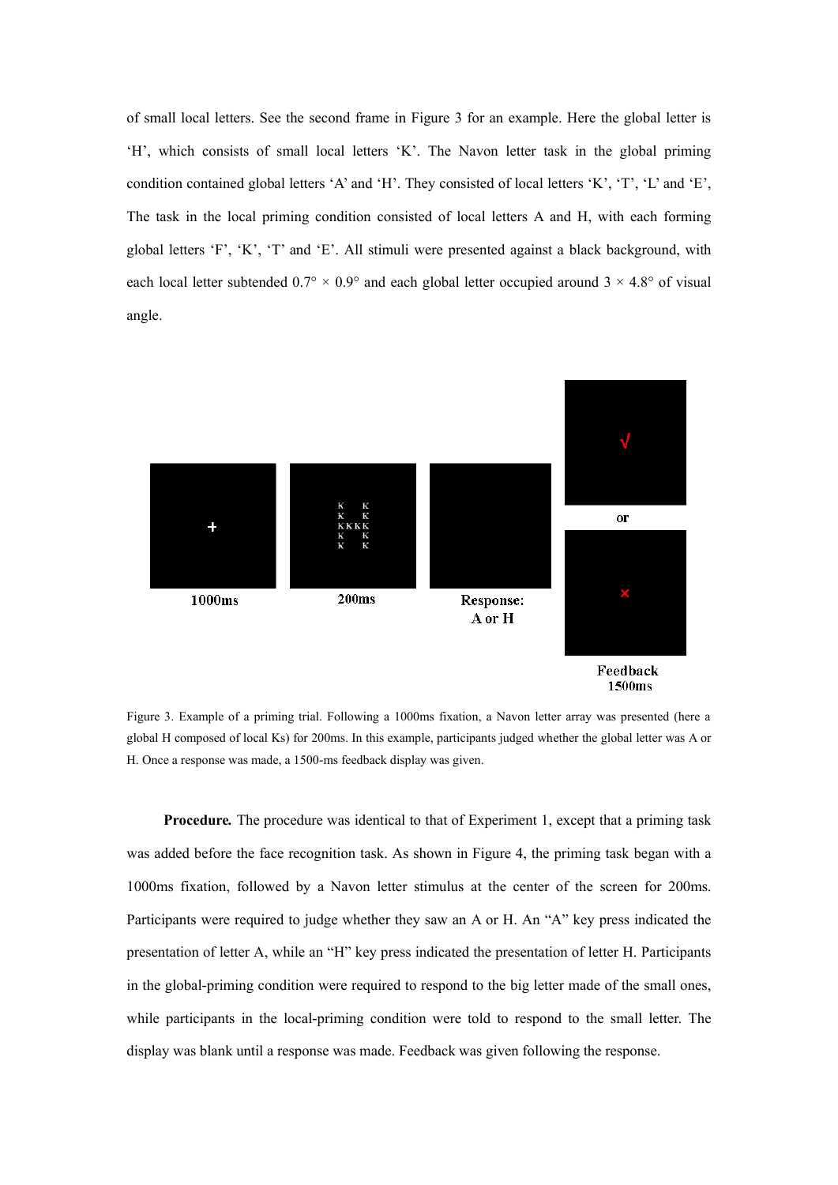of small local letters. See the second frame in Figure 3 for an example. Here the global letter is 'H', which consists of small local letters 'K'. The Navon letter task in the global priming condition contained global letters 'A' and 'H'. They consisted of local letters 'K', 'T', 'L' and 'E', The task in the local priming condition consisted of local letters A and H, with each forming global letters 'F', 'K', 'T' and 'E'. All stimuli were presented against a black background, with each local letter subtended 0.7° × 0.9° and each global letter occupied around 3 × 4.8° of visual angle.

Figure 3. Example of a priming trial. Following a 1000ms fixation, a Navon letter array was presented (here a global H composed of local Ks) for 200ms. In this example, participants judged whether the global letter was A or H. Once a response was made, a 1500-ms feedback display was given.

**Procedure.** The procedure was identical to that of Experiment 1, except that a priming task was added before the face recognition task. As shown in Figure 4, the priming task began with a 1000ms fixation, followed by a Navon letter stimulus at the center of the screen for 200ms. Participants were required to judge whether they saw an A or H. An "A" key press indicated the presentation of letter A, while an "H" key press indicated the presentation of letter H. Participants in the global-priming condition were required to respond to the big letter made of the small ones, while participants in the local-priming condition were told to respond to the small letter. The display was blank until a response was made. Feedback was given following the response.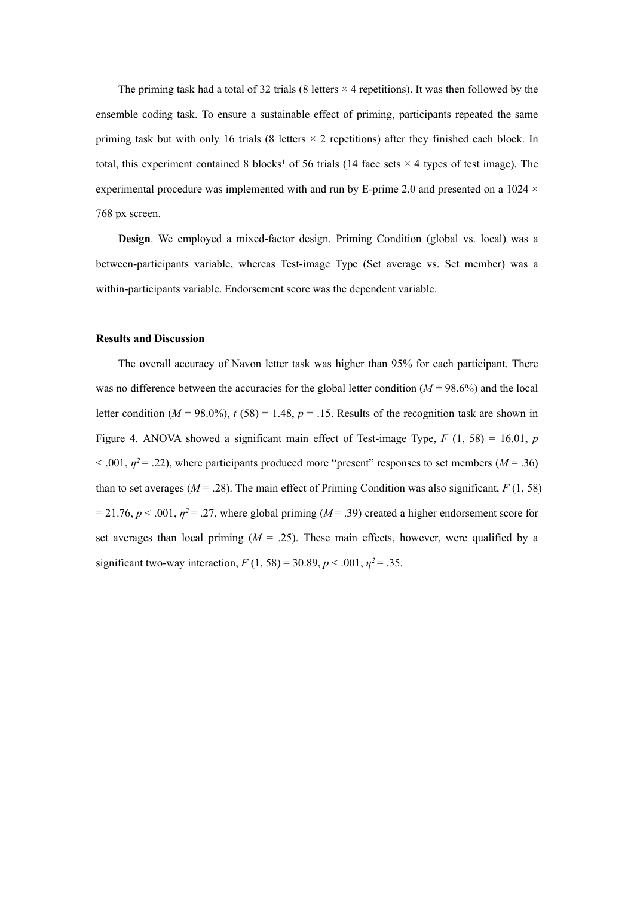The priming task had a total of 32 trials (8 letters × 4 repetitions). It was then followed by the ensemble coding task. To ensure a sustainable effect of priming, participants repeated the same priming task but with only 16 trials (8 letters × 2 repetitions) after they finished each block. In total, this experiment contained 8 blocks[1] of 56 trials (14 face sets × 4 types of test image). The experimental procedure was implemented with and run by E-prime 2.0 and presented on a 1024 × 768 px screen.

**Design**. We employed a mixed-factor design. Priming Condition (global vs. local) was a between-participants variable, whereas Test-image Type (Set average vs. Set member) was a within-participants variable. Endorsement score was the dependent variable.

**Results and Discussion**

The overall accuracy of Navon letter task was higher than 95% for each participant. There was no difference between the accuracies for the global letter condition ($M$ = 98.6%) and the local letter condition ($M$ = 98.0%), $t$ (58) = 1.48, $p$ = .15. Results of the recognition task are shown in Figure 4. ANOVA showed a significant main effect of Test-image Type, $F$ (1, 58) = 16.01, $p$ < .001, $\eta^2$ = .22), where participants produced more "present" responses to set members ($M$ = .36) than to set averages ($M$ = .28). The main effect of Priming Condition was also significant, $F$ (1, 58) = 21.76, $p$ < .001, $\eta^2$ = .27, where global priming ($M$ = .39) created a higher endorsement score for set averages than local priming ($M$ = .25). These main effects, however, were qualified by a significant two-way interaction, $F$ (1, 58) = 30.89, $p$ < .001, $\eta^2$ = .35.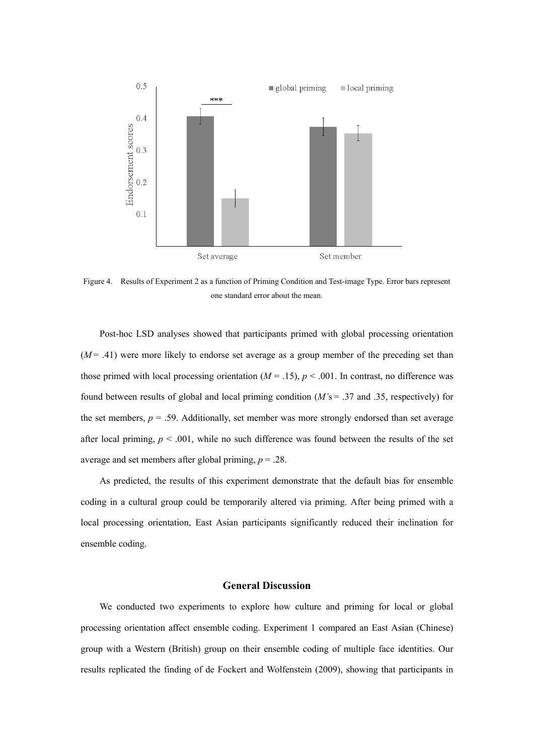Figure 4. Results of Experiment 2 as a function of Priming Condition and Test-image Type. Error bars represent one standard error about the mean.

Post-hoc LSD analyses showed that participants primed with global processing orientation ($M$ = .41) were more likely to endorse set average as a group member of the preceding set than those primed with local processing orientation ($M$ = .15), $p < .001$. In contrast, no difference was found between results of global and local priming condition ($M$'s = .37 and .35, respectively) for the set members, $p = .59$. Additionally, set member was more strongly endorsed than set average after local priming, $p < .001$, while no such difference was found between the results of the set average and set members after global priming, $p = .28$.

As predicted, the results of this experiment demonstrate that the default bias for ensemble coding in a cultural group could be temporarily altered via priming. After being primed with a local processing orientation, East Asian participants significantly reduced their inclination for ensemble coding.

## General Discussion

We conducted two experiments to explore how culture and priming for local or global processing orientation affect ensemble coding. Experiment 1 compared an East Asian (Chinese) group with a Western (British) group on their ensemble coding of multiple face identities. Our results replicated the finding of de Fockert and Wolfenstein (2009), showing that participants in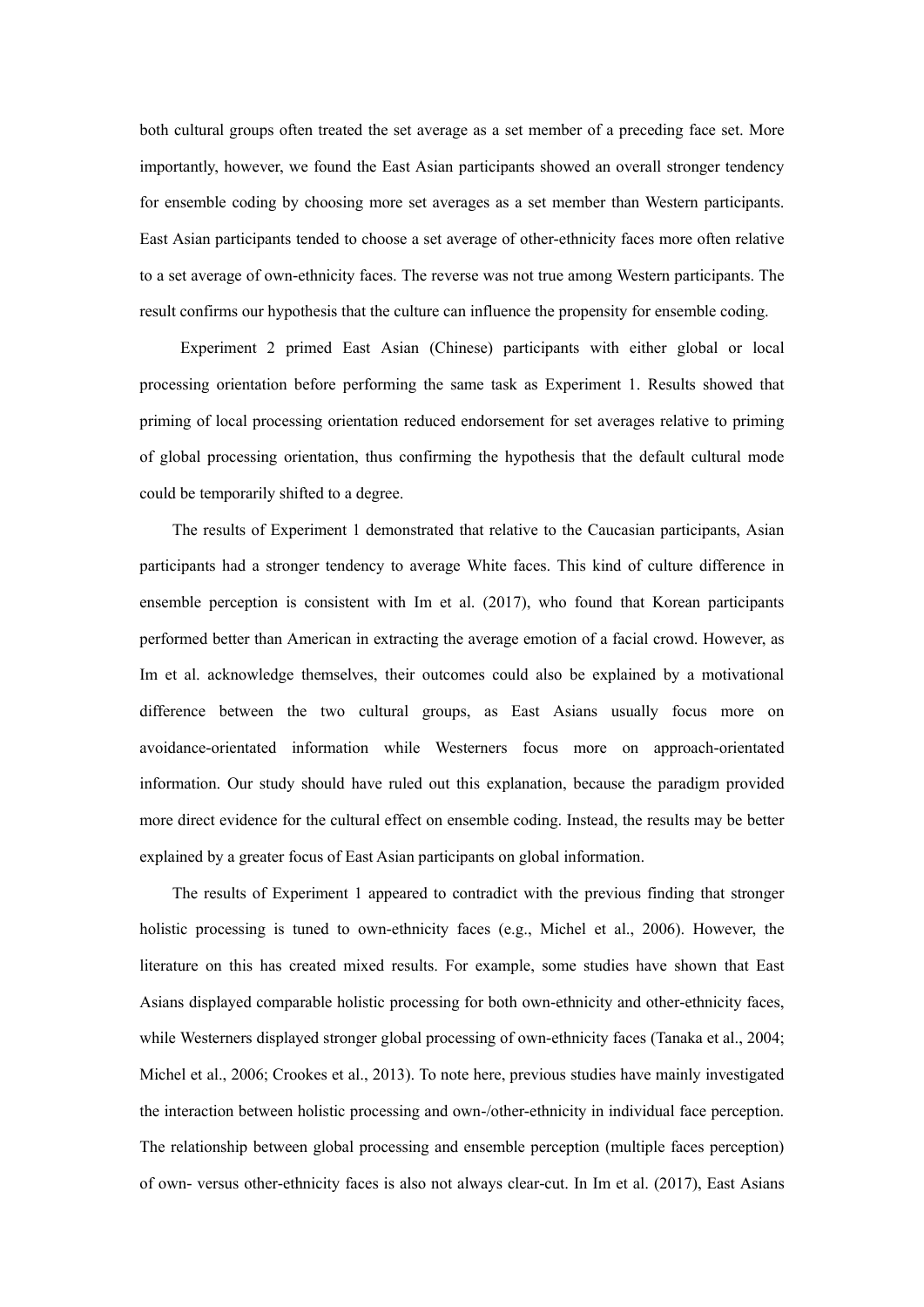both cultural groups often treated the set average as a set member of a preceding face set. More importantly, however, we found the East Asian participants showed an overall stronger tendency for ensemble coding by choosing more set averages as a set member than Western participants. East Asian participants tended to choose a set average of other-ethnicity faces more often relative to a set average of own-ethnicity faces. The reverse was not true among Western participants. The result confirms our hypothesis that the culture can influence the propensity for ensemble coding.

Experiment 2 primed East Asian (Chinese) participants with either global or local processing orientation before performing the same task as Experiment 1. Results showed that priming of local processing orientation reduced endorsement for set averages relative to priming of global processing orientation, thus confirming the hypothesis that the default cultural mode could be temporarily shifted to a degree.

The results of Experiment 1 demonstrated that relative to the Caucasian participants, Asian participants had a stronger tendency to average White faces. This kind of culture difference in ensemble perception is consistent with Im et al. (2017), who found that Korean participants performed better than American in extracting the average emotion of a facial crowd. However, as Im et al. acknowledge themselves, their outcomes could also be explained by a motivational difference between the two cultural groups, as East Asians usually focus more on avoidance-orientated information while Westerners focus more on approach-orientated information. Our study should have ruled out this explanation, because the paradigm provided more direct evidence for the cultural effect on ensemble coding. Instead, the results may be better explained by a greater focus of East Asian participants on global information.

The results of Experiment 1 appeared to contradict with the previous finding that stronger holistic processing is tuned to own-ethnicity faces (e.g., Michel et al., 2006). However, the literature on this has created mixed results. For example, some studies have shown that East Asians displayed comparable holistic processing for both own-ethnicity and other-ethnicity faces, while Westerners displayed stronger global processing of own-ethnicity faces (Tanaka et al., 2004; Michel et al., 2006; Crookes et al., 2013). To note here, previous studies have mainly investigated the interaction between holistic processing and own-/other-ethnicity in individual face perception. The relationship between global processing and ensemble perception (multiple faces perception) of own- versus other-ethnicity faces is also not always clear-cut. In Im et al. (2017), East Asians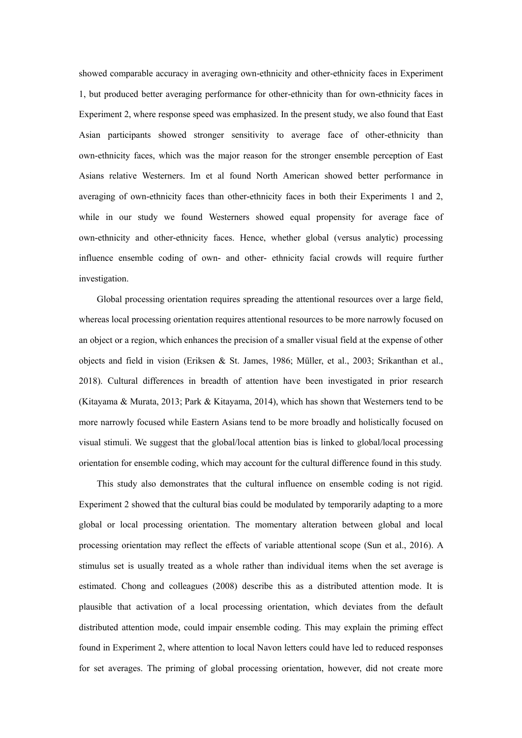showed comparable accuracy in averaging own-ethnicity and other-ethnicity faces in Experiment 1, but produced better averaging performance for other-ethnicity than for own-ethnicity faces in Experiment 2, where response speed was emphasized. In the present study, we also found that East Asian participants showed stronger sensitivity to average face of other-ethnicity than own-ethnicity faces, which was the major reason for the stronger ensemble perception of East Asians relative Westerners. Im et al found North American showed better performance in averaging of own-ethnicity faces than other-ethnicity faces in both their Experiments 1 and 2, while in our study we found Westerners showed equal propensity for average face of own-ethnicity and other-ethnicity faces. Hence, whether global (versus analytic) processing influence ensemble coding of own- and other- ethnicity facial crowds will require further investigation.

Global processing orientation requires spreading the attentional resources over a large field, whereas local processing orientation requires attentional resources to be more narrowly focused on an object or a region, which enhances the precision of a smaller visual field at the expense of other objects and field in vision (Eriksen & St. James, 1986; Müller, et al., 2003; Srikanthan et al., 2018). Cultural differences in breadth of attention have been investigated in prior research (Kitayama & Murata, 2013; Park & Kitayama, 2014), which has shown that Westerners tend to be more narrowly focused while Eastern Asians tend to be more broadly and holistically focused on visual stimuli. We suggest that the global/local attention bias is linked to global/local processing orientation for ensemble coding, which may account for the cultural difference found in this study.

This study also demonstrates that the cultural influence on ensemble coding is not rigid. Experiment 2 showed that the cultural bias could be modulated by temporarily adapting to a more global or local processing orientation. The momentary alteration between global and local processing orientation may reflect the effects of variable attentional scope (Sun et al., 2016). A stimulus set is usually treated as a whole rather than individual items when the set average is estimated. Chong and colleagues (2008) describe this as a distributed attention mode. It is plausible that activation of a local processing orientation, which deviates from the default distributed attention mode, could impair ensemble coding. This may explain the priming effect found in Experiment 2, where attention to local Navon letters could have led to reduced responses for set averages. The priming of global processing orientation, however, did not create more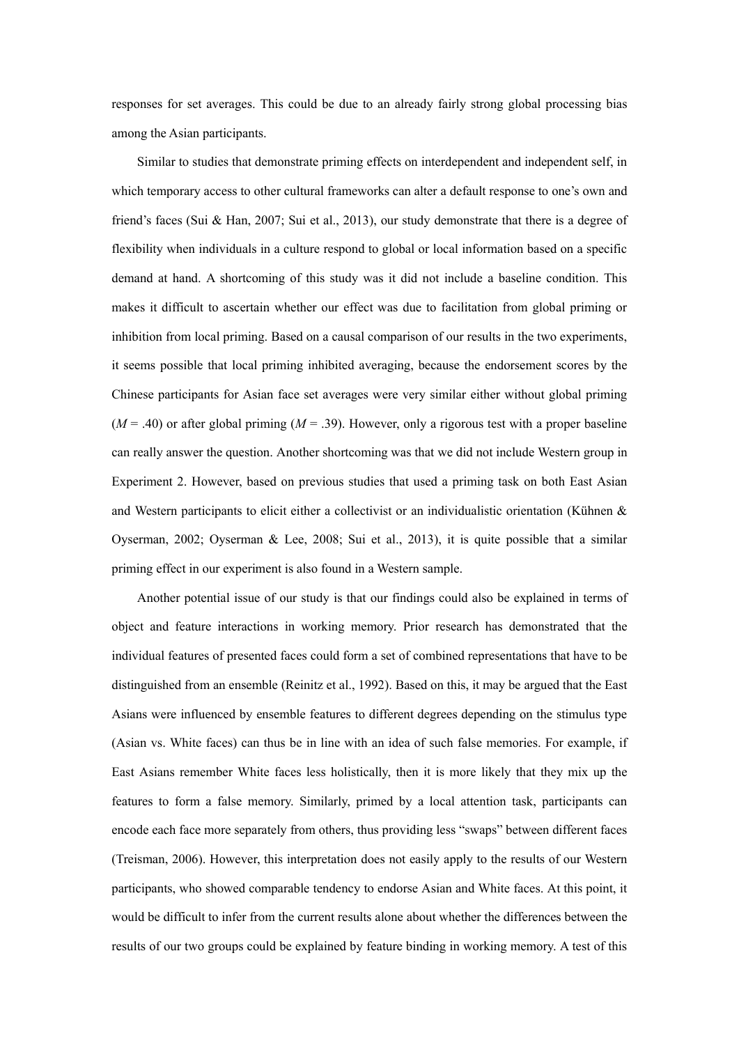responses for set averages. This could be due to an already fairly strong global processing bias among the Asian participants.

Similar to studies that demonstrate priming effects on interdependent and independent self, in which temporary access to other cultural frameworks can alter a default response to one's own and friend's faces (Sui & Han, 2007; Sui et al., 2013), our study demonstrate that there is a degree of flexibility when individuals in a culture respond to global or local information based on a specific demand at hand. A shortcoming of this study was it did not include a baseline condition. This makes it difficult to ascertain whether our effect was due to facilitation from global priming or inhibition from local priming. Based on a causal comparison of our results in the two experiments, it seems possible that local priming inhibited averaging, because the endorsement scores by the Chinese participants for Asian face set averages were very similar either without global priming (*M* = .40) or after global priming (*M* = .39). However, only a rigorous test with a proper baseline can really answer the question. Another shortcoming was that we did not include Western group in Experiment 2. However, based on previous studies that used a priming task on both East Asian and Western participants to elicit either a collectivist or an individualistic orientation (Kühnen & Oyserman, 2002; Oyserman & Lee, 2008; Sui et al., 2013), it is quite possible that a similar priming effect in our experiment is also found in a Western sample.

Another potential issue of our study is that our findings could also be explained in terms of object and feature interactions in working memory. Prior research has demonstrated that the individual features of presented faces could form a set of combined representations that have to be distinguished from an ensemble (Reinitz et al., 1992). Based on this, it may be argued that the East Asians were influenced by ensemble features to different degrees depending on the stimulus type (Asian vs. White faces) can thus be in line with an idea of such false memories. For example, if East Asians remember White faces less holistically, then it is more likely that they mix up the features to form a false memory. Similarly, primed by a local attention task, participants can encode each face more separately from others, thus providing less "swaps" between different faces (Treisman, 2006). However, this interpretation does not easily apply to the results of our Western participants, who showed comparable tendency to endorse Asian and White faces. At this point, it would be difficult to infer from the current results alone about whether the differences between the results of our two groups could be explained by feature binding in working memory. A test of this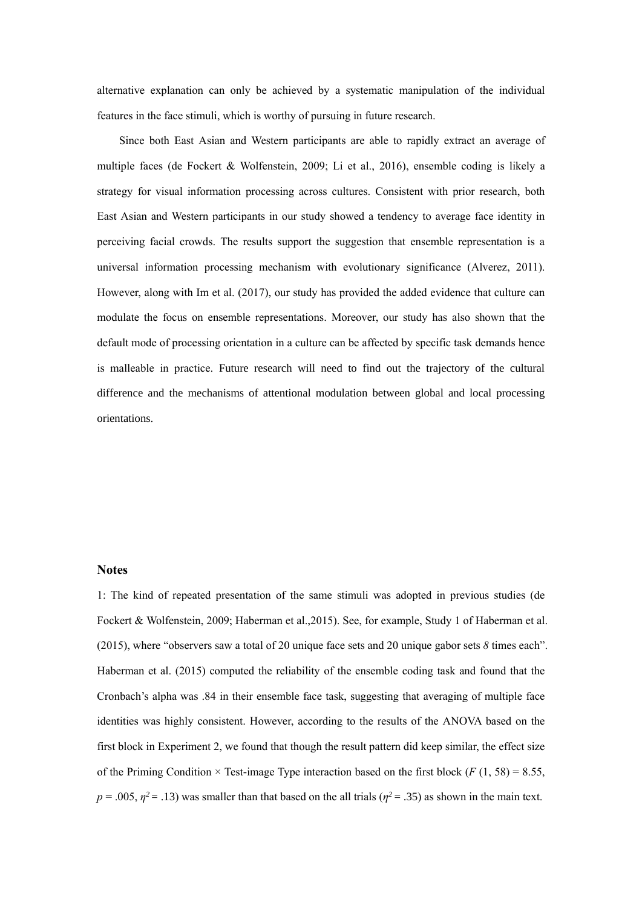alternative explanation can only be achieved by a systematic manipulation of the individual features in the face stimuli, which is worthy of pursuing in future research.

Since both East Asian and Western participants are able to rapidly extract an average of multiple faces (de Fockert & Wolfenstein, 2009; Li et al., 2016), ensemble coding is likely a strategy for visual information processing across cultures. Consistent with prior research, both East Asian and Western participants in our study showed a tendency to average face identity in perceiving facial crowds. The results support the suggestion that ensemble representation is a universal information processing mechanism with evolutionary significance (Alverez, 2011). However, along with Im et al. (2017), our study has provided the added evidence that culture can modulate the focus on ensemble representations. Moreover, our study has also shown that the default mode of processing orientation in a culture can be affected by specific task demands hence is malleable in practice. Future research will need to find out the trajectory of the cultural difference and the mechanisms of attentional modulation between global and local processing orientations.

## Notes

1: The kind of repeated presentation of the same stimuli was adopted in previous studies (de Fockert & Wolfenstein, 2009; Haberman et al.,2015). See, for example, Study 1 of Haberman et al. (2015), where "observers saw a total of 20 unique face sets and 20 unique gabor sets *8* times each". Haberman et al. (2015) computed the reliability of the ensemble coding task and found that the Cronbach's alpha was .84 in their ensemble face task, suggesting that averaging of multiple face identities was highly consistent. However, according to the results of the ANOVA based on the first block in Experiment 2, we found that though the result pattern did keep similar, the effect size of the Priming Condition × Test-image Type interaction based on the first block ($F$ (1, 58) = 8.55, $p$ = .005, $\eta^2$ = .13) was smaller than that based on the all trials ($\eta^2$ = .35) as shown in the main text.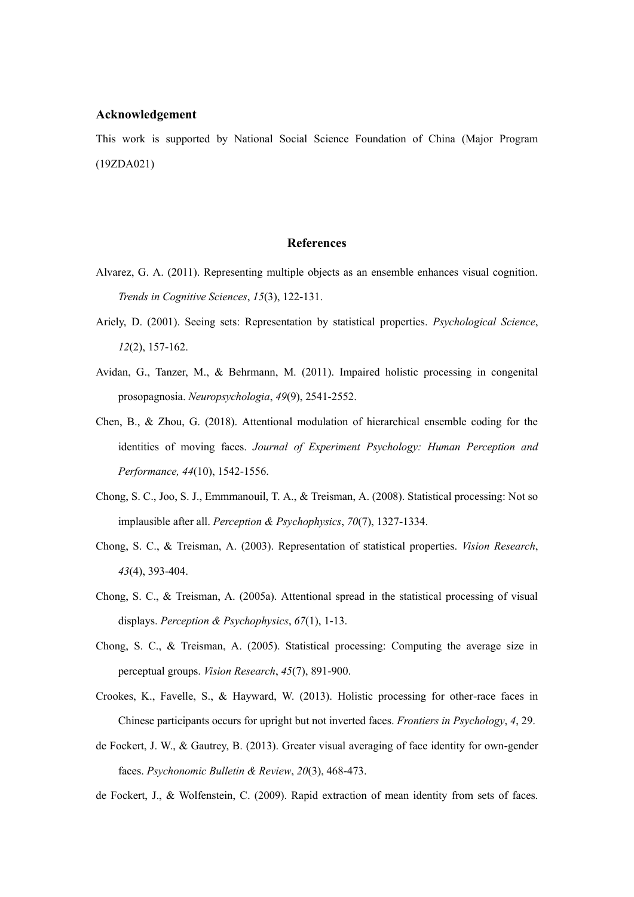## Acknowledgement

This work is supported by National Social Science Foundation of China (Major Program (19ZDA021)

## References

Alvarez, G. A. (2011). Representing multiple objects as an ensemble enhances visual cognition. *Trends in Cognitive Sciences*, *15*(3), 122-131.

Ariely, D. (2001). Seeing sets: Representation by statistical properties. *Psychological Science*, *12*(2), 157-162.

Avidan, G., Tanzer, M., & Behrmann, M. (2011). Impaired holistic processing in congenital prosopagnosia. *Neuropsychologia*, *49*(9), 2541-2552.

Chen, B., & Zhou, G. (2018). Attentional modulation of hierarchical ensemble coding for the identities of moving faces. *Journal of Experiment Psychology: Human Perception and Performance, 44*(10), 1542-1556.

Chong, S. C., Joo, S. J., Emmmanouil, T. A., & Treisman, A. (2008). Statistical processing: Not so implausible after all. *Perception & Psychophysics*, *70*(7), 1327-1334.

Chong, S. C., & Treisman, A. (2003). Representation of statistical properties. *Vision Research*, *43*(4), 393-404.

Chong, S. C., & Treisman, A. (2005a). Attentional spread in the statistical processing of visual displays. *Perception & Psychophysics*, *67*(1), 1-13.

Chong, S. C., & Treisman, A. (2005). Statistical processing: Computing the average size in perceptual groups. *Vision Research*, *45*(7), 891-900.

Crookes, K., Favelle, S., & Hayward, W. (2013). Holistic processing for other-race faces in Chinese participants occurs for upright but not inverted faces. *Frontiers in Psychology*, *4*, 29.

de Fockert, J. W., & Gautrey, B. (2013). Greater visual averaging of face identity for own-gender faces. *Psychonomic Bulletin & Review*, *20*(3), 468-473.

de Fockert, J., & Wolfenstein, C. (2009). Rapid extraction of mean identity from sets of faces.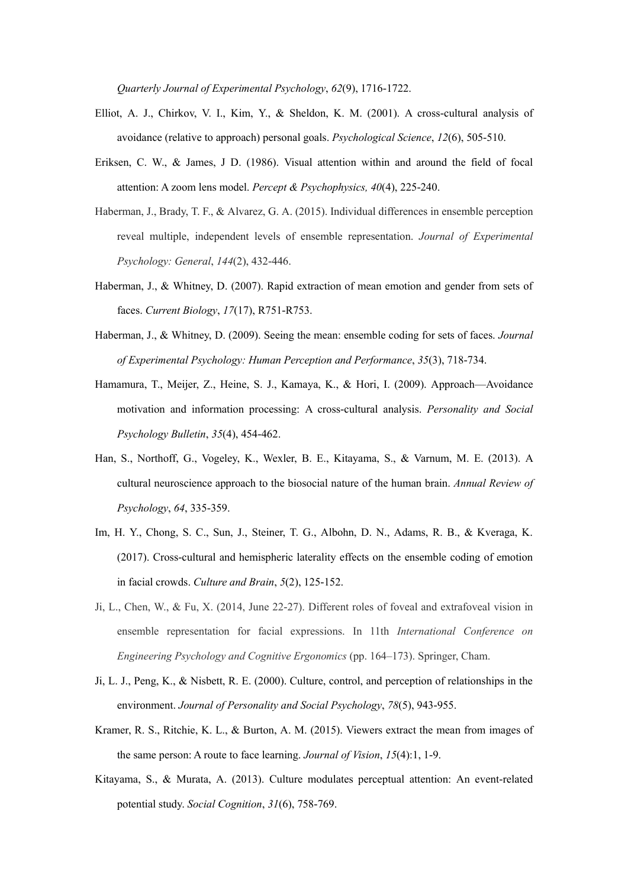*Quarterly Journal of Experimental Psychology*, *62*(9), 1716-1722.

Elliot, A. J., Chirkov, V. I., Kim, Y., & Sheldon, K. M. (2001). A cross-cultural analysis of avoidance (relative to approach) personal goals. *Psychological Science*, *12*(6), 505-510.

Eriksen, C. W., & James, J D. (1986). Visual attention within and around the field of focal attention: A zoom lens model. *Percept & Psychophysics, 40*(4), 225-240.

Haberman, J., Brady, T. F., & Alvarez, G. A. (2015). Individual differences in ensemble perception reveal multiple, independent levels of ensemble representation. *Journal of Experimental Psychology: General*, *144*(2), 432-446.

Haberman, J., & Whitney, D. (2007). Rapid extraction of mean emotion and gender from sets of faces. *Current Biology*, *17*(17), R751-R753.

Haberman, J., & Whitney, D. (2009). Seeing the mean: ensemble coding for sets of faces. *Journal of Experimental Psychology: Human Perception and Performance*, *35*(3), 718-734.

Hamamura, T., Meijer, Z., Heine, S. J., Kamaya, K., & Hori, I. (2009). Approach—Avoidance motivation and information processing: A cross-cultural analysis. *Personality and Social Psychology Bulletin*, *35*(4), 454-462.

Han, S., Northoff, G., Vogeley, K., Wexler, B. E., Kitayama, S., & Varnum, M. E. (2013). A cultural neuroscience approach to the biosocial nature of the human brain. *Annual Review of Psychology*, *64*, 335-359.

Im, H. Y., Chong, S. C., Sun, J., Steiner, T. G., Albohn, D. N., Adams, R. B., & Kveraga, K. (2017). Cross-cultural and hemispheric laterality effects on the ensemble coding of emotion in facial crowds. *Culture and Brain*, *5*(2), 125-152.

Ji, L., Chen, W., & Fu, X. (2014, June 22-27). Different roles of foveal and extrafoveal vision in ensemble representation for facial expressions. In 11th *International Conference on Engineering Psychology and Cognitive Ergonomics* (pp. 164–173). Springer, Cham.

Ji, L. J., Peng, K., & Nisbett, R. E. (2000). Culture, control, and perception of relationships in the environment. *Journal of Personality and Social Psychology*, *78*(5), 943-955.

Kramer, R. S., Ritchie, K. L., & Burton, A. M. (2015). Viewers extract the mean from images of the same person: A route to face learning. *Journal of Vision*, *15*(4):1, 1-9.

Kitayama, S., & Murata, A. (2013). Culture modulates perceptual attention: An event-related potential study. *Social Cognition*, *31*(6), 758-769.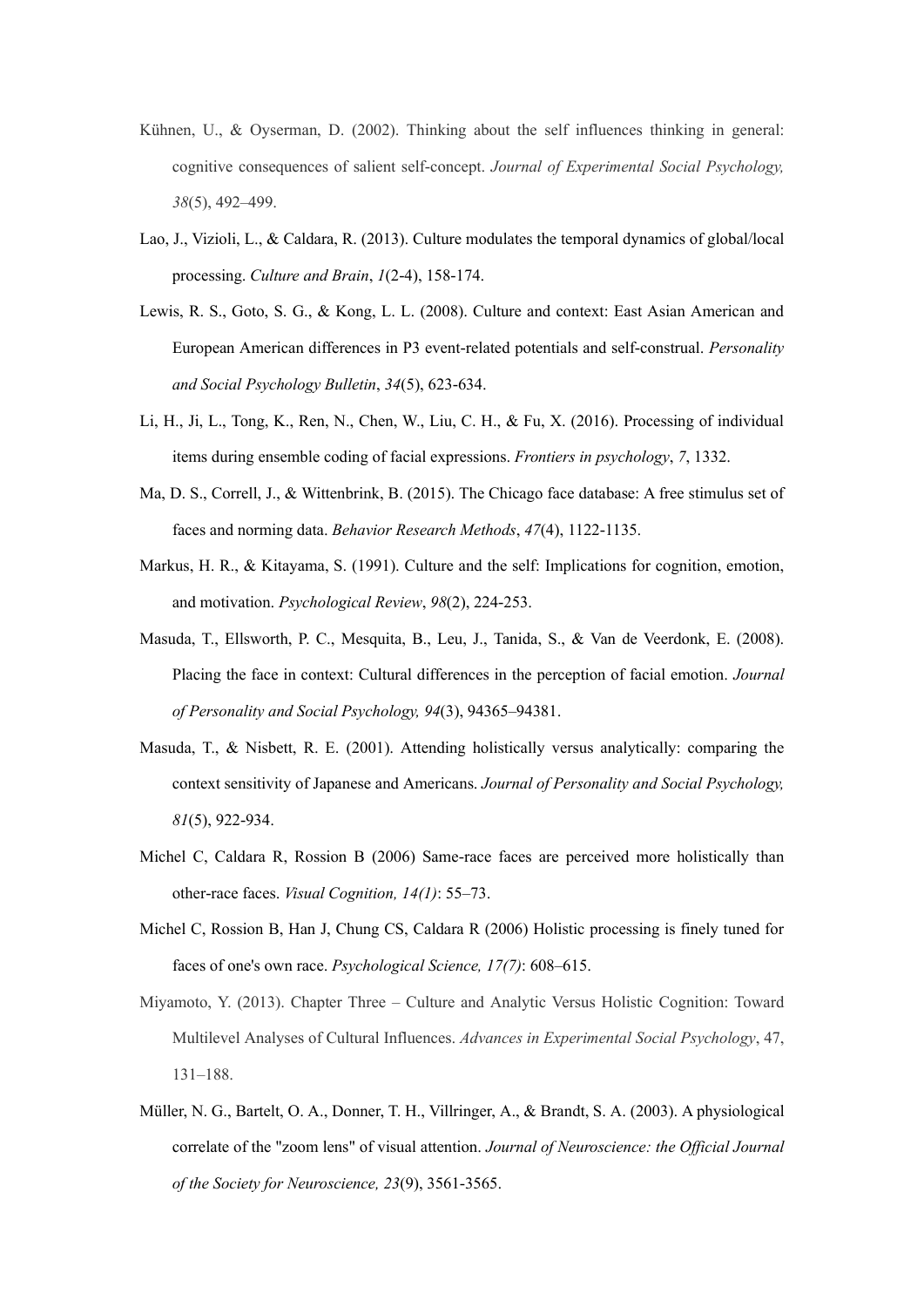Kühnen, U., & Oyserman, D. (2002). Thinking about the self influences thinking in general: cognitive consequences of salient self-concept. *Journal of Experimental Social Psychology, 38*(5), 492–499.

Lao, J., Vizioli, L., & Caldara, R. (2013). Culture modulates the temporal dynamics of global/local processing. *Culture and Brain*, *1*(2-4), 158-174.

Lewis, R. S., Goto, S. G., & Kong, L. L. (2008). Culture and context: East Asian American and European American differences in P3 event-related potentials and self-construal. *Personality and Social Psychology Bulletin*, *34*(5), 623-634.

Li, H., Ji, L., Tong, K., Ren, N., Chen, W., Liu, C. H., & Fu, X. (2016). Processing of individual items during ensemble coding of facial expressions. *Frontiers in psychology*, *7*, 1332.

Ma, D. S., Correll, J., & Wittenbrink, B. (2015). The Chicago face database: A free stimulus set of faces and norming data. *Behavior Research Methods*, *47*(4), 1122-1135.

Markus, H. R., & Kitayama, S. (1991). Culture and the self: Implications for cognition, emotion, and motivation. *Psychological Review*, *98*(2), 224-253.

Masuda, T., Ellsworth, P. C., Mesquita, B., Leu, J., Tanida, S., & Van de Veerdonk, E. (2008). Placing the face in context: Cultural differences in the perception of facial emotion. *Journal of Personality and Social Psychology, 94*(3), 94365–94381.

Masuda, T., & Nisbett, R. E. (2001). Attending holistically versus analytically: comparing the context sensitivity of Japanese and Americans. *Journal of Personality and Social Psychology, 81*(5), 922-934.

Michel C, Caldara R, Rossion B (2006) Same-race faces are perceived more holistically than other-race faces. *Visual Cognition, 14(1)*: 55–73.

Michel C, Rossion B, Han J, Chung CS, Caldara R (2006) Holistic processing is finely tuned for faces of one's own race. *Psychological Science, 17(7)*: 608–615.

Miyamoto, Y. (2013). Chapter Three – Culture and Analytic Versus Holistic Cognition: Toward Multilevel Analyses of Cultural Influences. *Advances in Experimental Social Psychology*, 47, 131–188.

Müller, N. G., Bartelt, O. A., Donner, T. H., Villringer, A., & Brandt, S. A. (2003). A physiological correlate of the "zoom lens" of visual attention. *Journal of Neuroscience: the Official Journal of the Society for Neuroscience, 23*(9), 3561-3565.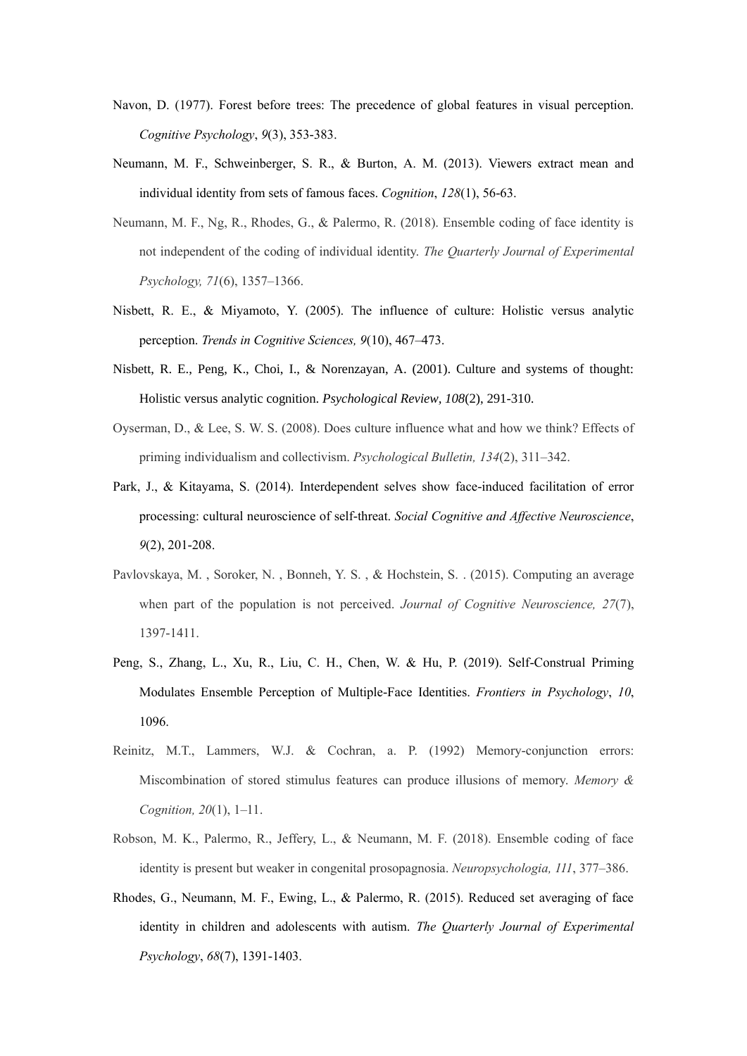Navon, D. (1977). Forest before trees: The precedence of global features in visual perception. *Cognitive Psychology*, *9*(3), 353-383.

Neumann, M. F., Schweinberger, S. R., & Burton, A. M. (2013). Viewers extract mean and individual identity from sets of famous faces. *Cognition*, *128*(1), 56-63.

Neumann, M. F., Ng, R., Rhodes, G., & Palermo, R. (2018). Ensemble coding of face identity is not independent of the coding of individual identity. *The Quarterly Journal of Experimental Psychology, 71*(6), 1357–1366.

Nisbett, R. E., & Miyamoto, Y. (2005). The influence of culture: Holistic versus analytic perception. *Trends in Cognitive Sciences, 9*(10), 467–473.

Nisbett, R. E., Peng, K., Choi, I., & Norenzayan, A. (2001). Culture and systems of thought: Holistic versus analytic cognition. *Psychological Review, 108*(2), 291-310.

Oyserman, D., & Lee, S. W. S. (2008). Does culture influence what and how we think? Effects of priming individualism and collectivism. *Psychological Bulletin, 134*(2), 311–342.

Park, J., & Kitayama, S. (2014). Interdependent selves show face-induced facilitation of error processing: cultural neuroscience of self-threat. *Social Cognitive and Affective Neuroscience*, *9*(2), 201-208.

Pavlovskaya, M. , Soroker, N. , Bonneh, Y. S. , & Hochstein, S. . (2015). Computing an average when part of the population is not perceived. *Journal of Cognitive Neuroscience, 27*(7), 1397-1411.

Peng, S., Zhang, L., Xu, R., Liu, C. H., Chen, W. & Hu, P. (2019). Self-Construal Priming Modulates Ensemble Perception of Multiple-Face Identities. *Frontiers in Psychology*, *10*, 1096.

Reinitz, M.T., Lammers, W.J. & Cochran, a. P. (1992) Memory-conjunction errors: Miscombination of stored stimulus features can produce illusions of memory. *Memory & Cognition, 20*(1), 1–11.

Robson, M. K., Palermo, R., Jeffery, L., & Neumann, M. F. (2018). Ensemble coding of face identity is present but weaker in congenital prosopagnosia. *Neuropsychologia, 111*, 377–386.

Rhodes, G., Neumann, M. F., Ewing, L., & Palermo, R. (2015). Reduced set averaging of face identity in children and adolescents with autism. *The Quarterly Journal of Experimental Psychology*, *68*(7), 1391-1403.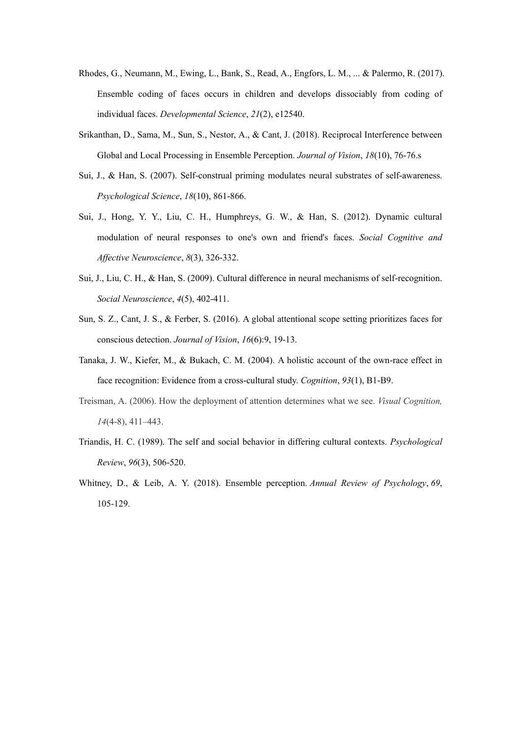Rhodes, G., Neumann, M., Ewing, L., Bank, S., Read, A., Engfors, L. M., ... & Palermo, R. (2017). Ensemble coding of faces occurs in children and develops dissociably from coding of individual faces. *Developmental Science*, *21*(2), e12540.

Srikanthan, D., Sama, M., Sun, S., Nestor, A., & Cant, J. (2018). Reciprocal Interference between Global and Local Processing in Ensemble Perception. *Journal of Vision*, *18*(10), 76-76.s

Sui, J., & Han, S. (2007). Self-construal priming modulates neural substrates of self-awareness. *Psychological Science*, *18*(10), 861-866.

Sui, J., Hong, Y. Y., Liu, C. H., Humphreys, G. W., & Han, S. (2012). Dynamic cultural modulation of neural responses to one's own and friend's faces. *Social Cognitive and Affective Neuroscience*, *8*(3), 326-332.

Sui, J., Liu, C. H., & Han, S. (2009). Cultural difference in neural mechanisms of self-recognition. *Social Neuroscience*, *4*(5), 402-411.

Sun, S. Z., Cant, J. S., & Ferber, S. (2016). A global attentional scope setting prioritizes faces for conscious detection. *Journal of Vision*, *16*(6):9, 19-13.

Tanaka, J. W., Kiefer, M., & Bukach, C. M. (2004). A holistic account of the own-race effect in face recognition: Evidence from a cross-cultural study. *Cognition*, *93*(1), B1-B9.

Treisman, A. (2006). How the deployment of attention determines what we see. *Visual Cognition, 14*(4-8), 411–443.

Triandis, H. C. (1989). The self and social behavior in differing cultural contexts. *Psychological Review*, *96*(3), 506-520.

Whitney, D., & Leib, A. Y. (2018). Ensemble perception. *Annual Review of Psychology*, *69*, 105-129.